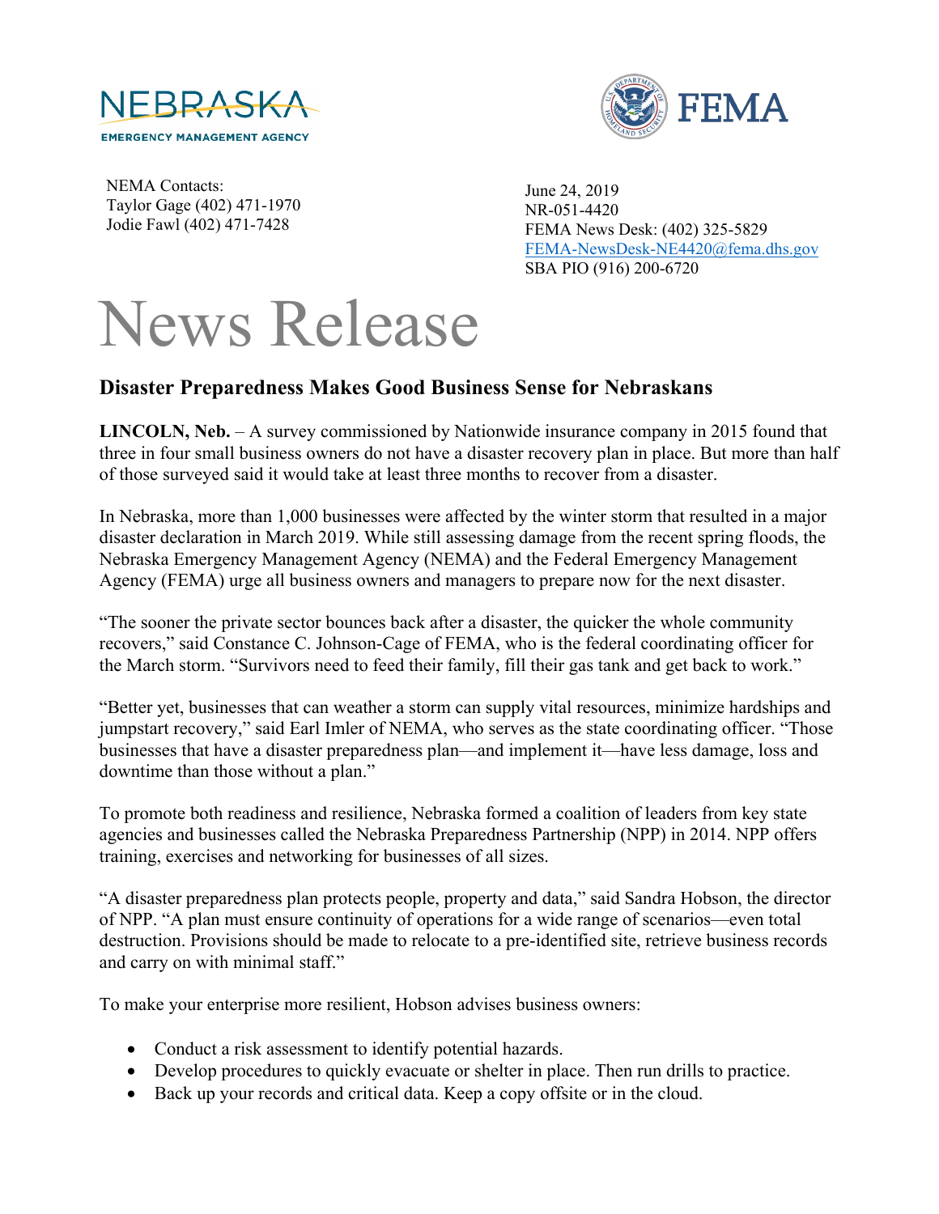NEBRASKA
EMERGENCY MANAGEMENT AGENCY

FEMA

NEMA Contacts:
Taylor Gage (402) 471-1970
Jodie Fawl (402) 471-7428

June 24, 2019
NR-051-4420
FEMA News Desk: (402) 325-5829
FEMA-NewsDesk-NE4420@fema.dhs.gov
SBA PIO (916) 200-6720

# News Release

## Disaster Preparedness Makes Good Business Sense for Nebraskans

**LINCOLN, Neb.** – A survey commissioned by Nationwide insurance company in 2015 found that three in four small business owners do not have a disaster recovery plan in place. But more than half of those surveyed said it would take at least three months to recover from a disaster.

In Nebraska, more than 1,000 businesses were affected by the winter storm that resulted in a major disaster declaration in March 2019. While still assessing damage from the recent spring floods, the Nebraska Emergency Management Agency (NEMA) and the Federal Emergency Management Agency (FEMA) urge all business owners and managers to prepare now for the next disaster.

"The sooner the private sector bounces back after a disaster, the quicker the whole community recovers," said Constance C. Johnson-Cage of FEMA, who is the federal coordinating officer for the March storm. "Survivors need to feed their family, fill their gas tank and get back to work."

"Better yet, businesses that can weather a storm can supply vital resources, minimize hardships and jumpstart recovery," said Earl Imler of NEMA, who serves as the state coordinating officer. "Those businesses that have a disaster preparedness plan—and implement it—have less damage, loss and downtime than those without a plan."

To promote both readiness and resilience, Nebraska formed a coalition of leaders from key state agencies and businesses called the Nebraska Preparedness Partnership (NPP) in 2014. NPP offers training, exercises and networking for businesses of all sizes.

"A disaster preparedness plan protects people, property and data," said Sandra Hobson, the director of NPP. "A plan must ensure continuity of operations for a wide range of scenarios—even total destruction. Provisions should be made to relocate to a pre-identified site, retrieve business records and carry on with minimal staff."

To make your enterprise more resilient, Hobson advises business owners:

- Conduct a risk assessment to identify potential hazards.
- Develop procedures to quickly evacuate or shelter in place. Then run drills to practice.
- Back up your records and critical data. Keep a copy offsite or in the cloud.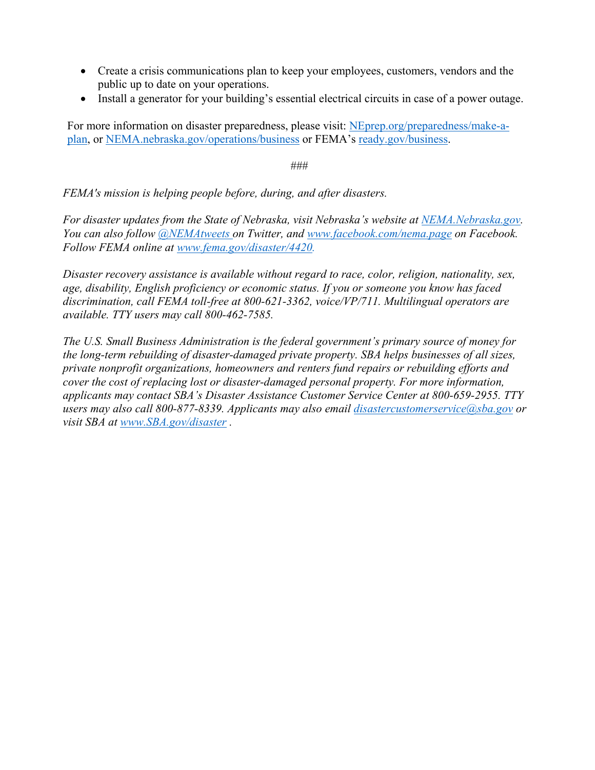- Create a crisis communications plan to keep your employees, customers, vendors and the public up to date on your operations.
- Install a generator for your building's essential electrical circuits in case of a power outage.

For more information on disaster preparedness, please visit: NEprep.org/preparedness/make-a-plan, or NEMA.nebraska.gov/operations/business or FEMA's ready.gov/business.

###

*FEMA's mission is helping people before, during, and after disasters.*

*For disaster updates from the State of Nebraska, visit Nebraska's website at NEMA.Nebraska.gov. You can also follow @NEMAtweets on Twitter, and www.facebook.com/nema.page on Facebook. Follow FEMA online at www.fema.gov/disaster/4420.*

*Disaster recovery assistance is available without regard to race, color, religion, nationality, sex, age, disability, English proficiency or economic status. If you or someone you know has faced discrimination, call FEMA toll-free at 800-621-3362, voice/VP/711. Multilingual operators are available. TTY users may call 800-462-7585.*

*The U.S. Small Business Administration is the federal government's primary source of money for the long-term rebuilding of disaster-damaged private property. SBA helps businesses of all sizes, private nonprofit organizations, homeowners and renters fund repairs or rebuilding efforts and cover the cost of replacing lost or disaster-damaged personal property. For more information, applicants may contact SBA's Disaster Assistance Customer Service Center at 800-659-2955. TTY users may also call 800-877-8339. Applicants may also email disastercustomerservice@sba.gov or visit SBA at www.SBA.gov/disaster .*